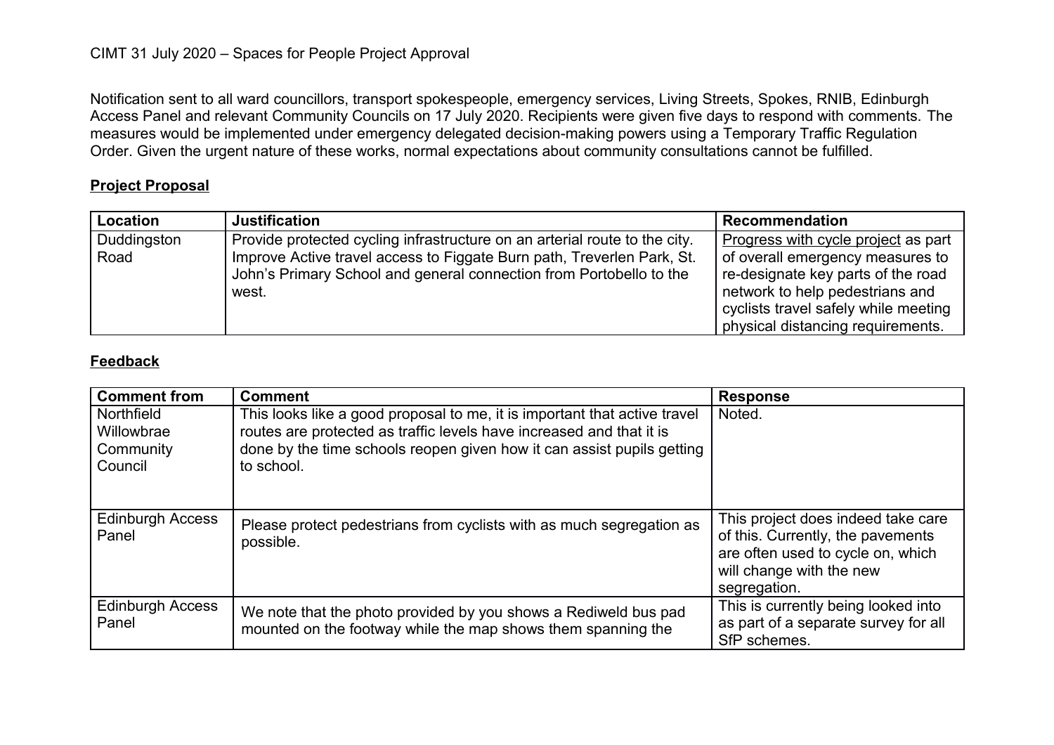CIMT 31 July 2020 – Spaces for People Project Approval

Notification sent to all ward councillors, transport spokespeople, emergency services, Living Streets, Spokes, RNIB, Edinburgh Access Panel and relevant Community Councils on 17 July 2020. Recipients were given five days to respond with comments. The measures would be implemented under emergency delegated decision-making powers using a Temporary Traffic Regulation Order. Given the urgent nature of these works, normal expectations about community consultations cannot be fulfilled.

## Project Proposal

| Location | Justification | Recommendation |
|---|---|---|
| Duddingston Road | Provide protected cycling infrastructure on an arterial route to the city. Improve Active travel access to Figgate Burn path, Treverlen Park, St. John's Primary School and general connection from Portobello to the west. | Progress with cycle project as part of overall emergency measures to re-designate key parts of the road network to help pedestrians and cyclists travel safely while meeting physical distancing requirements. |

## Feedback

| Comment from | Comment | Response |
|---|---|---|
| Northfield Willowbrae Community Council | This looks like a good proposal to me, it is important that active travel routes are protected as traffic levels have increased and that it is done by the time schools reopen given how it can assist pupils getting to school. | Noted. |
| Edinburgh Access Panel | Please protect pedestrians from cyclists with as much segregation as possible. | This project does indeed take care of this. Currently, the pavements are often used to cycle on, which will change with the new segregation. |
| Edinburgh Access Panel | We note that the photo provided by you shows a Rediweld bus pad mounted on the footway while the map shows them spanning the | This is currently being looked into as part of a separate survey for all SfP schemes. |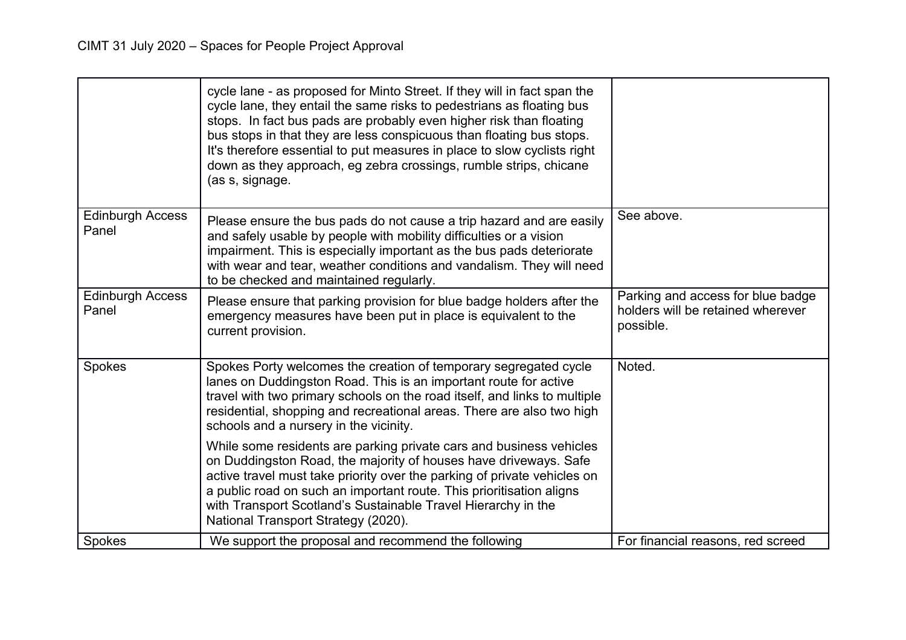| | | |
|---|---|---|
| | cycle lane - as proposed for Minto Street. If they will in fact span the cycle lane, they entail the same risks to pedestrians as floating bus stops. In fact bus pads are probably even higher risk than floating bus stops in that they are less conspicuous than floating bus stops. It's therefore essential to put measures in place to slow cyclists right down as they approach, eg zebra crossings, rumble strips, chicane (as s, signage. | |
| Edinburgh Access Panel | Please ensure the bus pads do not cause a trip hazard and are easily and safely usable by people with mobility difficulties or a vision impairment. This is especially important as the bus pads deteriorate with wear and tear, weather conditions and vandalism. They will need to be checked and maintained regularly. | See above. |
| Edinburgh Access Panel | Please ensure that parking provision for blue badge holders after the emergency measures have been put in place is equivalent to the current provision. | Parking and access for blue badge holders will be retained wherever possible. |
| Spokes | Spokes Porty welcomes the creation of temporary segregated cycle lanes on Duddingston Road. This is an important route for active travel with two primary schools on the road itself, and links to multiple residential, shopping and recreational areas. There are also two high schools and a nursery in the vicinity.<br><br>While some residents are parking private cars and business vehicles on Duddingston Road, the majority of houses have driveways. Safe active travel must take priority over the parking of private vehicles on a public road on such an important route. This prioritisation aligns with Transport Scotland's Sustainable Travel Hierarchy in the National Transport Strategy (2020). | Noted. |
| Spokes | We support the proposal and recommend the following | For financial reasons, red screed |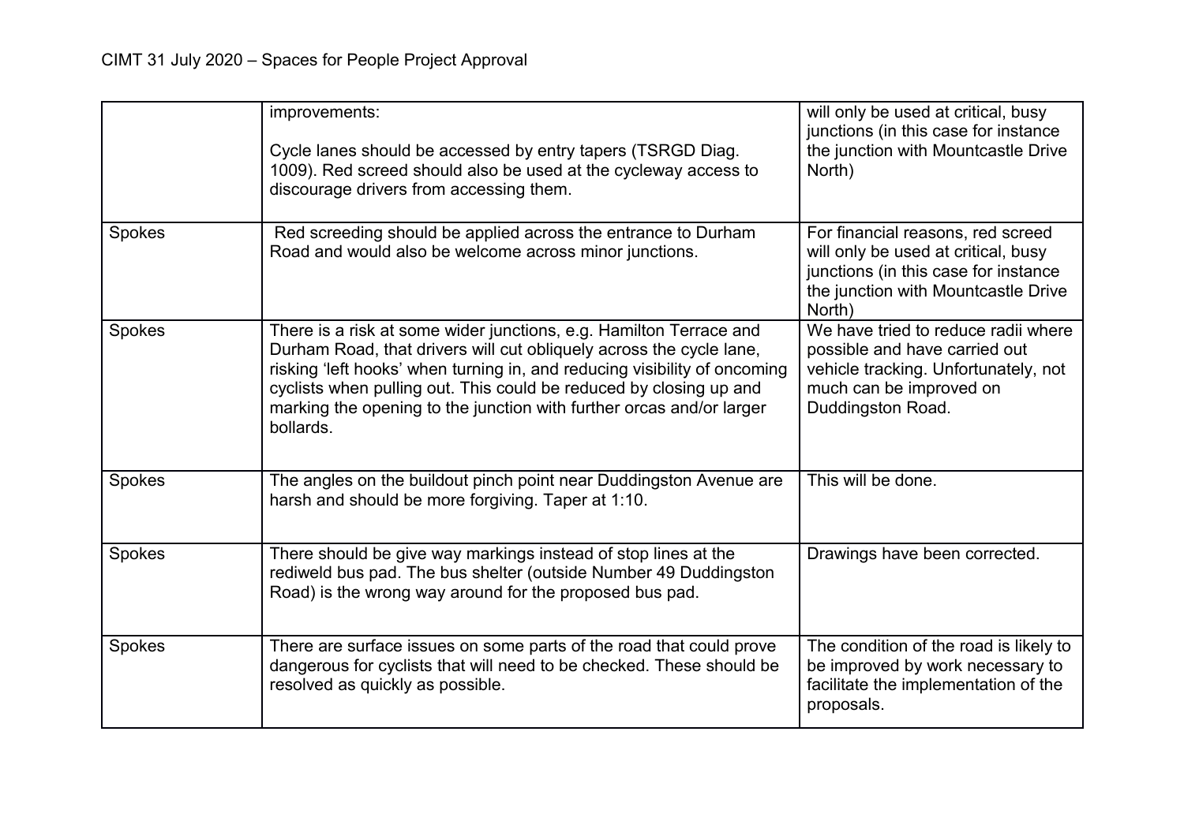| | | |
|---|---|---|
| | improvements:<br><br>Cycle lanes should be accessed by entry tapers (TSRGD Diag. 1009). Red screed should also be used at the cycleway access to discourage drivers from accessing them. | will only be used at critical, busy junctions (in this case for instance the junction with Mountcastle Drive North) |
| Spokes | Red screeding should be applied across the entrance to Durham Road and would also be welcome across minor junctions. | For financial reasons, red screed will only be used at critical, busy junctions (in this case for instance the junction with Mountcastle Drive North) |
| Spokes | There is a risk at some wider junctions, e.g. Hamilton Terrace and Durham Road, that drivers will cut obliquely across the cycle lane, risking 'left hooks' when turning in, and reducing visibility of oncoming cyclists when pulling out. This could be reduced by closing up and marking the opening to the junction with further orcas and/or larger bollards. | We have tried to reduce radii where possible and have carried out vehicle tracking. Unfortunately, not much can be improved on Duddingston Road. |
| Spokes | The angles on the buildout pinch point near Duddingston Avenue are harsh and should be more forgiving. Taper at 1:10. | This will be done. |
| Spokes | There should be give way markings instead of stop lines at the rediweld bus pad. The bus shelter (outside Number 49 Duddingston Road) is the wrong way around for the proposed bus pad. | Drawings have been corrected. |
| Spokes | There are surface issues on some parts of the road that could prove dangerous for cyclists that will need to be checked. These should be resolved as quickly as possible. | The condition of the road is likely to be improved by work necessary to facilitate the implementation of the proposals. |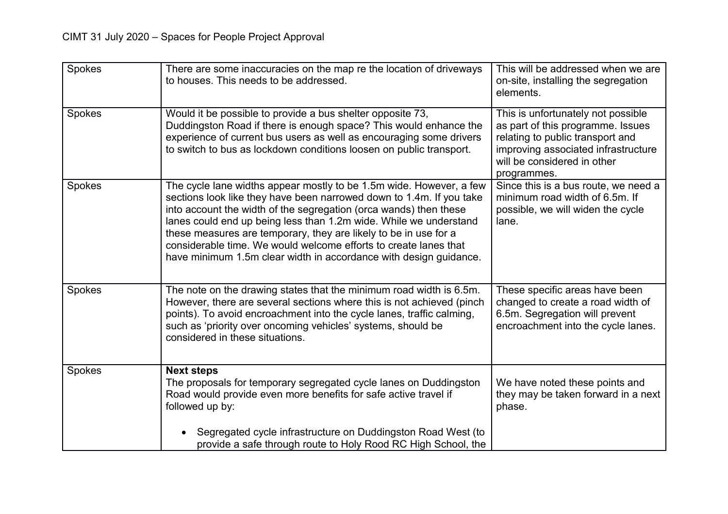| Spokes | There are some inaccuracies on the map re the location of driveways to houses. This needs to be addressed. | This will be addressed when we are on-site, installing the segregation elements. |
|---|---|---|
| Spokes | Would it be possible to provide a bus shelter opposite 73, Duddingston Road if there is enough space? This would enhance the experience of current bus users as well as encouraging some drivers to switch to bus as lockdown conditions loosen on public transport. | This is unfortunately not possible as part of this programme. Issues relating to public transport and improving associated infrastructure will be considered in other programmes. |
| Spokes | The cycle lane widths appear mostly to be 1.5m wide. However, a few sections look like they have been narrowed down to 1.4m. If you take into account the width of the segregation (orca wands) then these lanes could end up being less than 1.2m wide. While we understand these measures are temporary, they are likely to be in use for a considerable time. We would welcome efforts to create lanes that have minimum 1.5m clear width in accordance with design guidance. | Since this is a bus route, we need a minimum road width of 6.5m. If possible, we will widen the cycle lane. |
| Spokes | The note on the drawing states that the minimum road width is 6.5m. However, there are several sections where this is not achieved (pinch points). To avoid encroachment into the cycle lanes, traffic calming, such as 'priority over oncoming vehicles' systems, should be considered in these situations. | These specific areas have been changed to create a road width of 6.5m. Segregation will prevent encroachment into the cycle lanes. |
| Spokes | **Next steps**<br>The proposals for temporary segregated cycle lanes on Duddingston Road would provide even more benefits for safe active travel if followed up by:<br><br>• Segregated cycle infrastructure on Duddingston Road West (to provide a safe through route to Holy Rood RC High School, the | We have noted these points and they may be taken forward in a next phase. |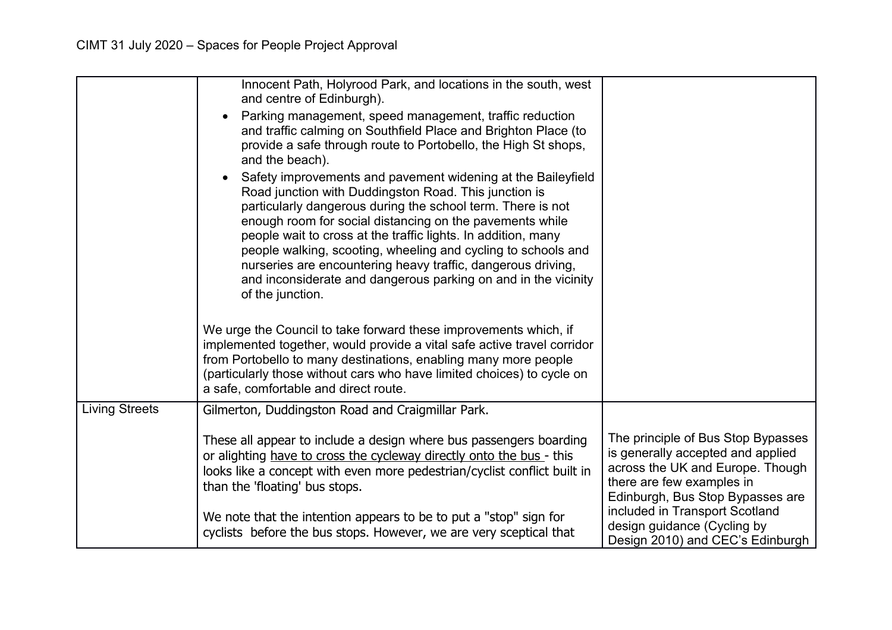| | | |
|---|---|---|
| | Innocent Path, Holyrood Park, and locations in the south, west and centre of Edinburgh).<br>• Parking management, speed management, traffic reduction and traffic calming on Southfield Place and Brighton Place (to provide a safe through route to Portobello, the High St shops, and the beach).<br>• Safety improvements and pavement widening at the Baileyfield Road junction with Duddingston Road. This junction is particularly dangerous during the school term. There is not enough room for social distancing on the pavements while people wait to cross at the traffic lights. In addition, many people walking, scooting, wheeling and cycling to schools and nurseries are encountering heavy traffic, dangerous driving, and inconsiderate and dangerous parking on and in the vicinity of the junction.<br><br>We urge the Council to take forward these improvements which, if implemented together, would provide a vital safe active travel corridor from Portobello to many destinations, enabling many more people (particularly those without cars who have limited choices) to cycle on a safe, comfortable and direct route. | |
| Living Streets | Gilmerton, Duddingston Road and Craigmillar Park.<br><br>These all appear to include a design where bus passengers boarding or alighting <u>have to cross the cycleway directly onto the bus</u> - this looks like a concept with even more pedestrian/cyclist conflict built in than the 'floating' bus stops.<br><br>We note that the intention appears to be to put a "stop" sign for cyclists before the bus stops. However, we are very sceptical that | The principle of Bus Stop Bypasses is generally accepted and applied across the UK and Europe. Though there are few examples in Edinburgh, Bus Stop Bypasses are included in Transport Scotland design guidance (Cycling by Design 2010) and CEC's Edinburgh |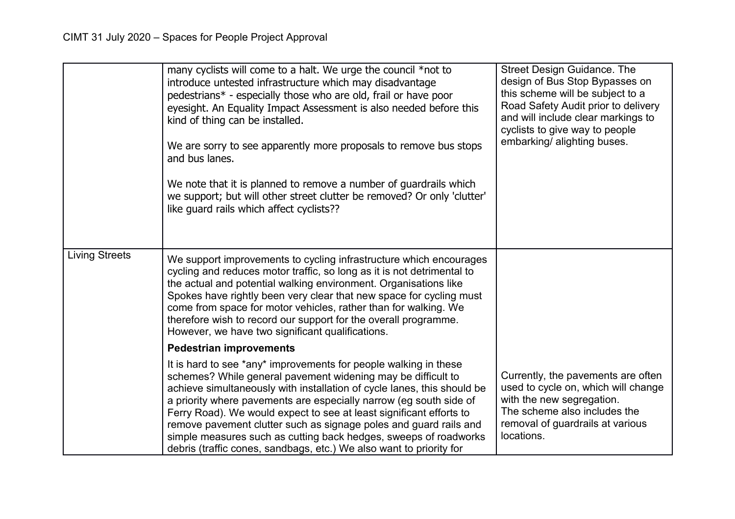| | | |
|---|---|---|
| | many cyclists will come to a halt. We urge the council *not to introduce untested infrastructure which may disadvantage pedestrians* - especially those who are old, frail or have poor eyesight. An Equality Impact Assessment is also needed before this kind of thing can be installed.<br><br>We are sorry to see apparently more proposals to remove bus stops and bus lanes.<br><br>We note that it is planned to remove a number of guardrails which we support; but will other street clutter be removed? Or only 'clutter' like guard rails which affect cyclists?? | Street Design Guidance. The design of Bus Stop Bypasses on this scheme will be subject to a Road Safety Audit prior to delivery and will include clear markings to cyclists to give way to people embarking/ alighting buses. |
| Living Streets | We support improvements to cycling infrastructure which encourages cycling and reduces motor traffic, so long as it is not detrimental to the actual and potential walking environment. Organisations like Spokes have rightly been very clear that new space for cycling must come from space for motor vehicles, rather than for walking. We therefore wish to record our support for the overall programme. However, we have two significant qualifications.<br><br>**Pedestrian improvements**<br><br>It is hard to see *any* improvements for people walking in these schemes? While general pavement widening may be difficult to achieve simultaneously with installation of cycle lanes, this should be a priority where pavements are especially narrow (eg south side of Ferry Road). We would expect to see at least significant efforts to remove pavement clutter such as signage poles and guard rails and simple measures such as cutting back hedges, sweeps of roadworks debris (traffic cones, sandbags, etc.) We also want to priority for | Currently, the pavements are often used to cycle on, which will change with the new segregation.<br>The scheme also includes the removal of guardrails at various locations. |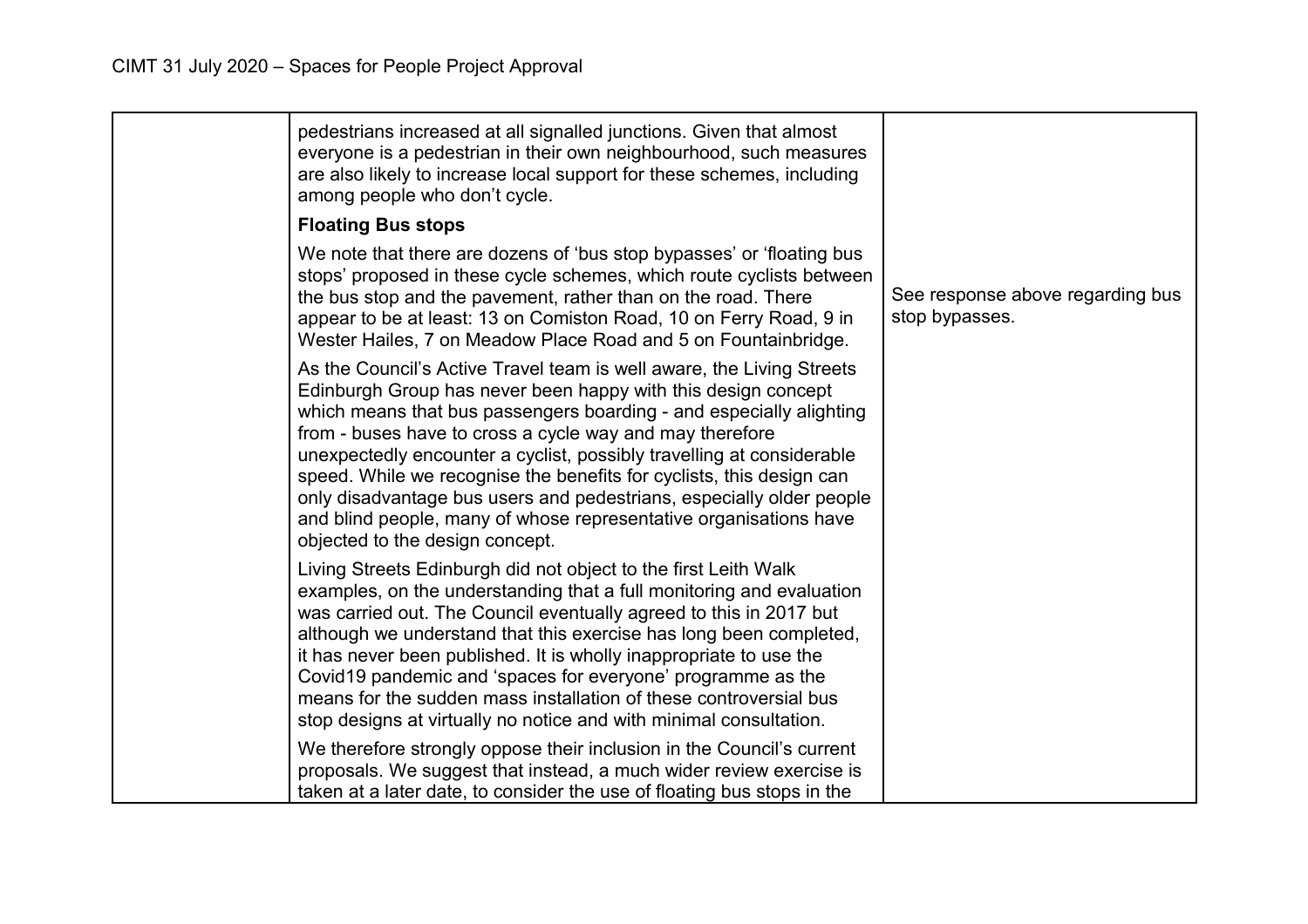| | | |
|---|---|---|
| | pedestrians increased at all signalled junctions. Given that almost everyone is a pedestrian in their own neighbourhood, such measures are also likely to increase local support for these schemes, including among people who don't cycle.<br><br>**Floating Bus stops**<br><br>We note that there are dozens of 'bus stop bypasses' or 'floating bus stops' proposed in these cycle schemes, which route cyclists between the bus stop and the pavement, rather than on the road. There appear to be at least: 13 on Comiston Road, 10 on Ferry Road, 9 in Wester Hailes, 7 on Meadow Place Road and 5 on Fountainbridge.<br><br>As the Council's Active Travel team is well aware, the Living Streets Edinburgh Group has never been happy with this design concept which means that bus passengers boarding - and especially alighting from - buses have to cross a cycle way and may therefore unexpectedly encounter a cyclist, possibly travelling at considerable speed. While we recognise the benefits for cyclists, this design can only disadvantage bus users and pedestrians, especially older people and blind people, many of whose representative organisations have objected to the design concept.<br><br>Living Streets Edinburgh did not object to the first Leith Walk examples, on the understanding that a full monitoring and evaluation was carried out. The Council eventually agreed to this in 2017 but although we understand that this exercise has long been completed, it has never been published. It is wholly inappropriate to use the Covid19 pandemic and 'spaces for everyone' programme as the means for the sudden mass installation of these controversial bus stop designs at virtually no notice and with minimal consultation.<br><br>We therefore strongly oppose their inclusion in the Council's current proposals. We suggest that instead, a much wider review exercise is taken at a later date, to consider the use of floating bus stops in the | See response above regarding bus stop bypasses. |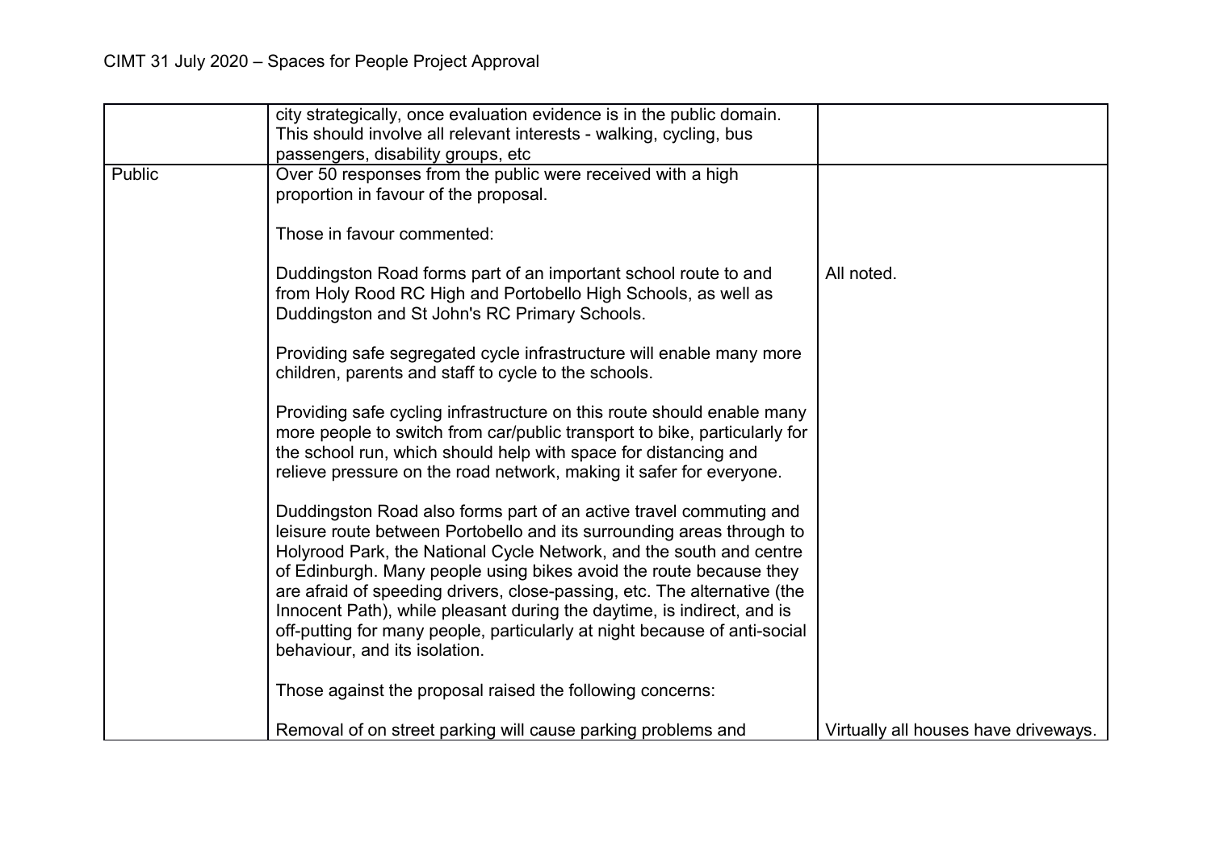| | | |
|---|---|---|
| | city strategically, once evaluation evidence is in the public domain. This should involve all relevant interests - walking, cycling, bus passengers, disability groups, etc | |
| Public | Over 50 responses from the public were received with a high proportion in favour of the proposal.<br><br>Those in favour commented:<br><br>Duddingston Road forms part of an important school route to and from Holy Rood RC High and Portobello High Schools, as well as Duddingston and St John's RC Primary Schools.<br><br>Providing safe segregated cycle infrastructure will enable many more children, parents and staff to cycle to the schools.<br><br>Providing safe cycling infrastructure on this route should enable many more people to switch from car/public transport to bike, particularly for the school run, which should help with space for distancing and relieve pressure on the road network, making it safer for everyone.<br><br>Duddingston Road also forms part of an active travel commuting and leisure route between Portobello and its surrounding areas through to Holyrood Park, the National Cycle Network, and the south and centre of Edinburgh. Many people using bikes avoid the route because they are afraid of speeding drivers, close-passing, etc. The alternative (the Innocent Path), while pleasant during the daytime, is indirect, and is off-putting for many people, particularly at night because of anti-social behaviour, and its isolation.<br><br>Those against the proposal raised the following concerns:<br><br>Removal of on street parking will cause parking problems and | All noted.<br><br><br><br><br><br><br><br><br><br><br><br><br><br><br><br><br><br>Virtually all houses have driveways. |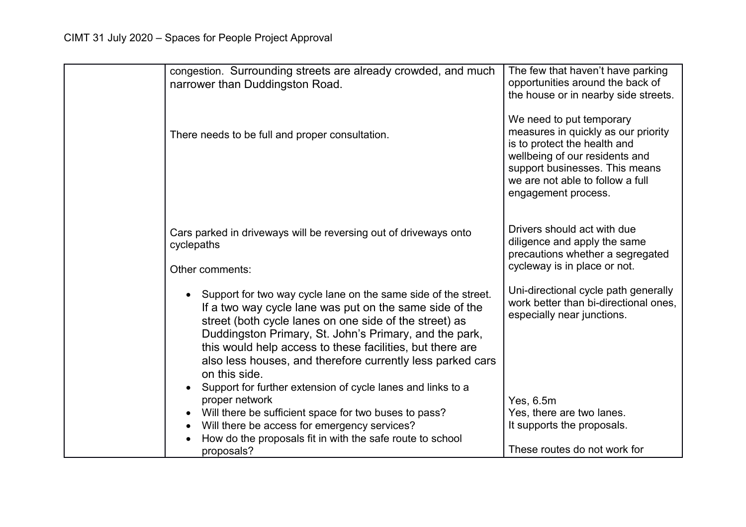| | | |
|---|---|---|
| | congestion. Surrounding streets are already crowded, and much narrower than Duddingston Road. | The few that haven't have parking opportunities around the back of the house or in nearby side streets. |
| | There needs to be full and proper consultation. | We need to put temporary measures in quickly as our priority is to protect the health and wellbeing of our residents and support businesses. This means we are not able to follow a full engagement process. |
| | Cars parked in driveways will be reversing out of driveways onto cyclepaths | Drivers should act with due diligence and apply the same precautions whether a segregated cycleway is in place or not. |
| | Other comments:<br><br>• Support for two way cycle lane on the same side of the street. If a two way cycle lane was put on the same side of the street (both cycle lanes on one side of the street) as Duddingston Primary, St. John's Primary, and the park, this would help access to these facilities, but there are also less houses, and therefore currently less parked cars on this side. | Uni-directional cycle path generally work better than bi-directional ones, especially near junctions. |
| | • Support for further extension of cycle lanes and links to a proper network | |
| | • Will there be sufficient space for two buses to pass? | Yes, 6.5m |
| | • Will there be access for emergency services? | Yes, there are two lanes. |
| | • How do the proposals fit in with the safe route to school proposals? | It supports the proposals.<br><br>These routes do not work for |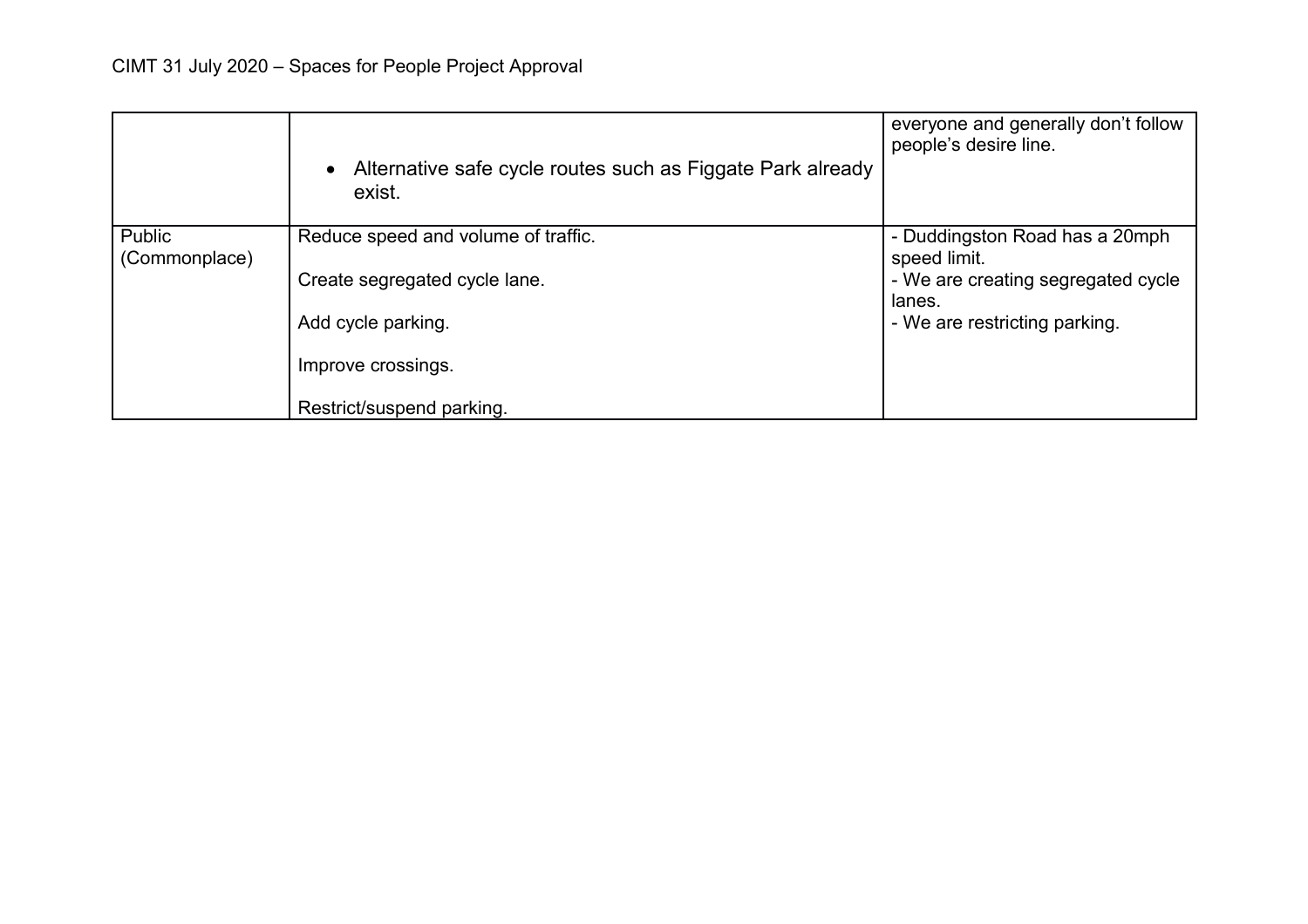| | | |
|---|---|---|
| | • Alternative safe cycle routes such as Figgate Park already exist. | everyone and generally don't follow people's desire line. |
| Public (Commonplace) | Reduce speed and volume of traffic.<br><br>Create segregated cycle lane.<br><br>Add cycle parking.<br><br>Improve crossings.<br><br>Restrict/suspend parking. | - Duddingston Road has a 20mph speed limit.<br>- We are creating segregated cycle lanes.<br>- We are restricting parking. |